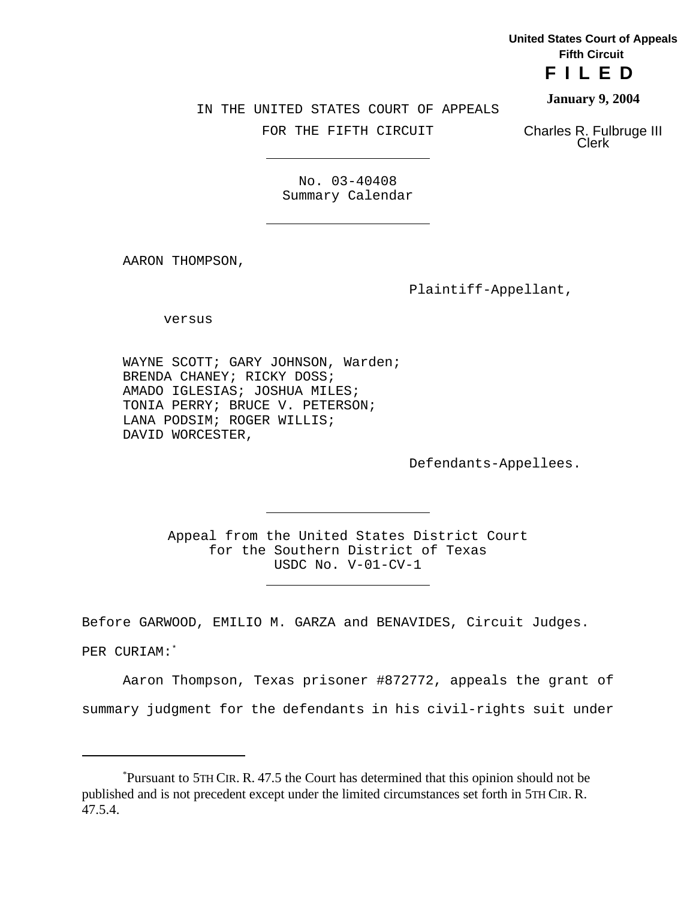United States Court of Appeals
Fifth Circuit

**F I L E D**

**January 9, 2004**

Charles R. Fulbruge III
Clerk

IN THE UNITED STATES COURT OF APPEALS

FOR THE FIFTH CIRCUIT

---

No. 03-40408
Summary Calendar

---

AARON THOMPSON,

Plaintiff-Appellant,

versus

WAYNE SCOTT; GARY JOHNSON, Warden;
BRENDA CHANEY; RICKY DOSS;
AMADO IGLESIAS; JOSHUA MILES;
TONIA PERRY; BRUCE V. PETERSON;
LANA PODSIM; ROGER WILLIS;
DAVID WORCESTER,

Defendants-Appellees.

---

Appeal from the United States District Court
for the Southern District of Texas
USDC No. V-01-CV-1

---

Before GARWOOD, EMILIO M. GARZA and BENAVIDES, Circuit Judges.

PER CURIAM:*

Aaron Thompson, Texas prisoner #872772, appeals the grant of summary judgment for the defendants in his civil-rights suit under

---

*Pursuant to 5TH CIR. R. 47.5 the Court has determined that this opinion should not be published and is not precedent except under the limited circumstances set forth in 5TH CIR. R. 47.5.4.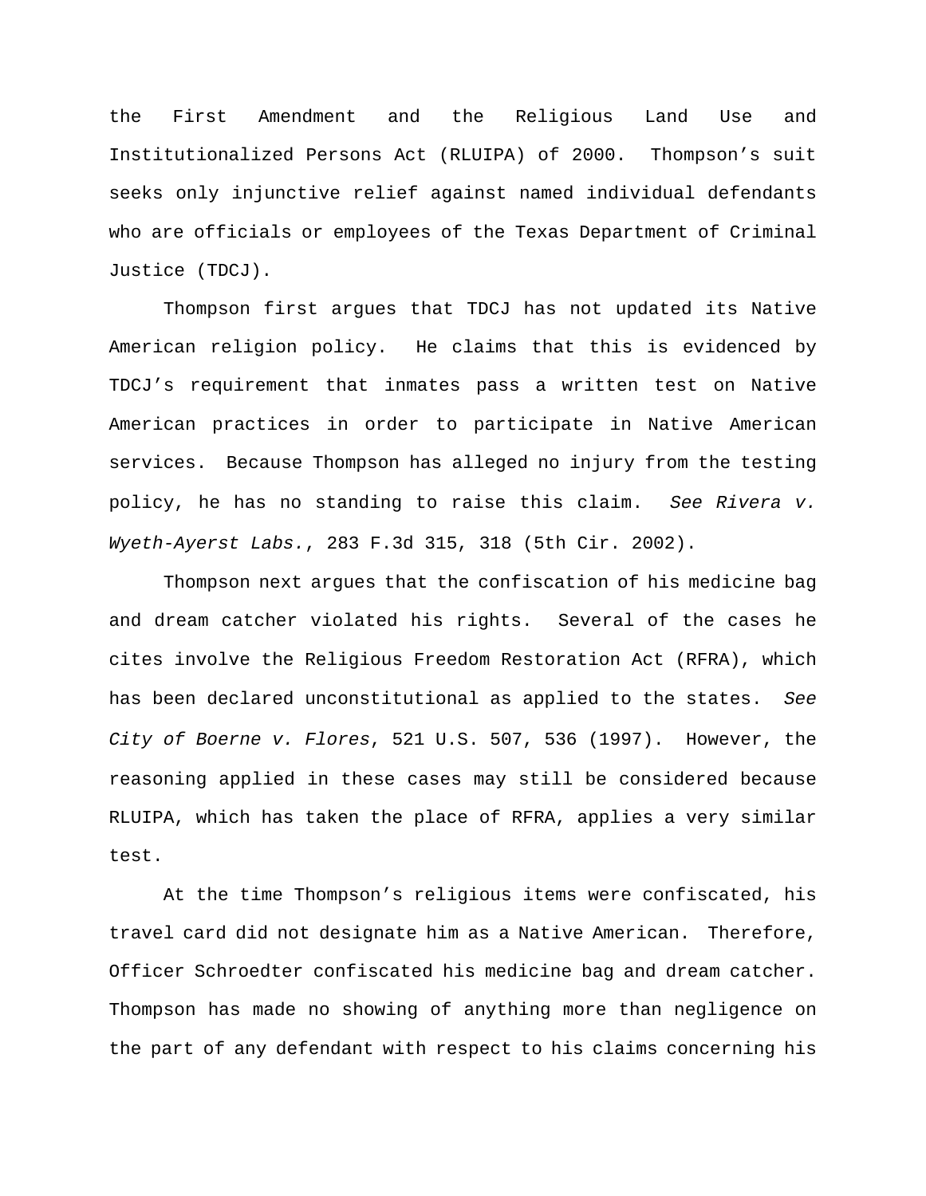the First Amendment and the Religious Land Use and Institutionalized Persons Act (RLUIPA) of 2000. Thompson's suit seeks only injunctive relief against named individual defendants who are officials or employees of the Texas Department of Criminal Justice (TDCJ).

Thompson first argues that TDCJ has not updated its Native American religion policy. He claims that this is evidenced by TDCJ's requirement that inmates pass a written test on Native American practices in order to participate in Native American services. Because Thompson has alleged no injury from the testing policy, he has no standing to raise this claim. *See Rivera v. Wyeth-Ayerst Labs.*, 283 F.3d 315, 318 (5th Cir. 2002).

Thompson next argues that the confiscation of his medicine bag and dream catcher violated his rights. Several of the cases he cites involve the Religious Freedom Restoration Act (RFRA), which has been declared unconstitutional as applied to the states. *See City of Boerne v. Flores*, 521 U.S. 507, 536 (1997). However, the reasoning applied in these cases may still be considered because RLUIPA, which has taken the place of RFRA, applies a very similar test.

At the time Thompson's religious items were confiscated, his travel card did not designate him as a Native American. Therefore, Officer Schroedter confiscated his medicine bag and dream catcher. Thompson has made no showing of anything more than negligence on the part of any defendant with respect to his claims concerning his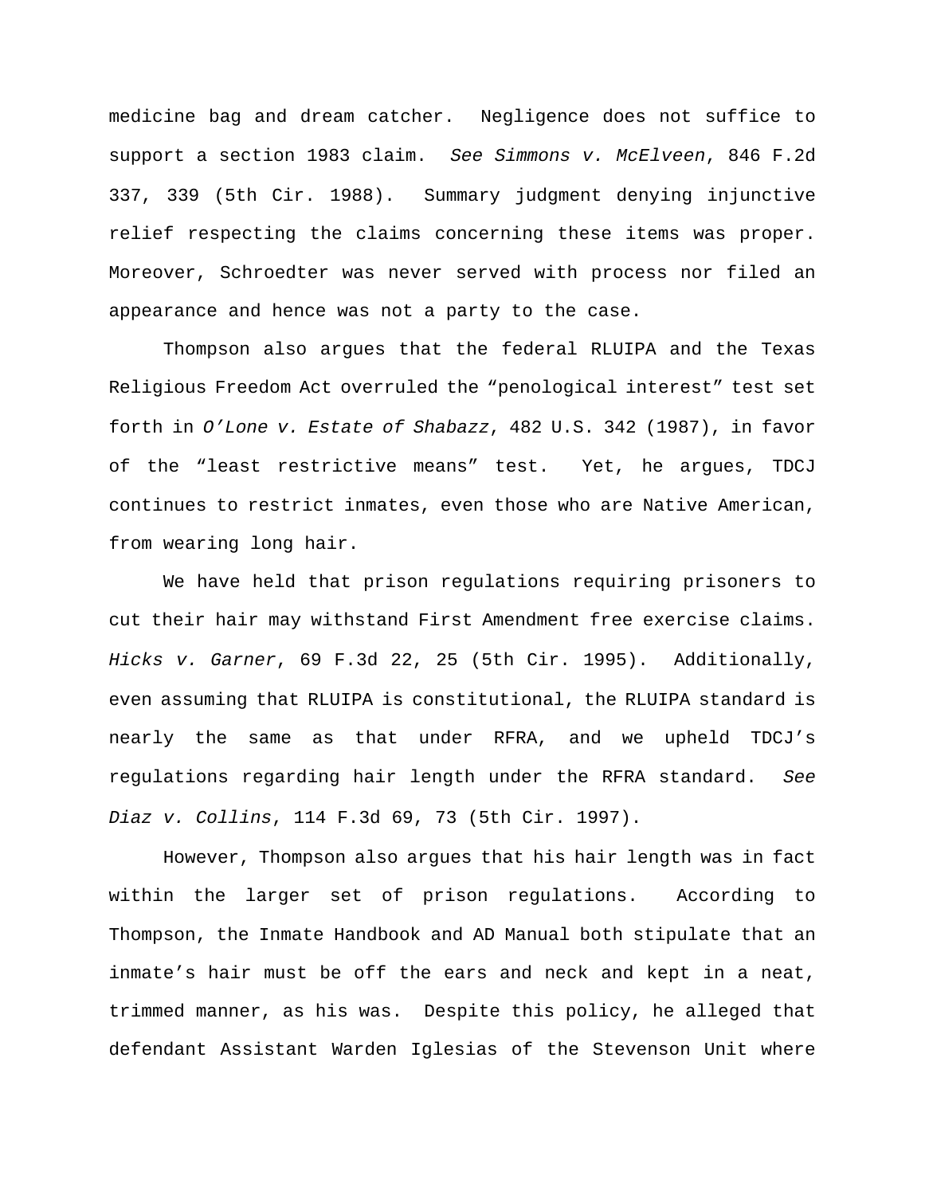medicine bag and dream catcher. Negligence does not suffice to support a section 1983 claim. *See Simmons v. McElveen*, 846 F.2d 337, 339 (5th Cir. 1988). Summary judgment denying injunctive relief respecting the claims concerning these items was proper. Moreover, Schroedter was never served with process nor filed an appearance and hence was not a party to the case.

Thompson also argues that the federal RLUIPA and the Texas Religious Freedom Act overruled the "penological interest" test set forth in *O'Lone v. Estate of Shabazz*, 482 U.S. 342 (1987), in favor of the "least restrictive means" test. Yet, he argues, TDCJ continues to restrict inmates, even those who are Native American, from wearing long hair.

We have held that prison regulations requiring prisoners to cut their hair may withstand First Amendment free exercise claims. *Hicks v. Garner*, 69 F.3d 22, 25 (5th Cir. 1995). Additionally, even assuming that RLUIPA is constitutional, the RLUIPA standard is nearly the same as that under RFRA, and we upheld TDCJ's regulations regarding hair length under the RFRA standard. *See Diaz v. Collins*, 114 F.3d 69, 73 (5th Cir. 1997).

However, Thompson also argues that his hair length was in fact within the larger set of prison regulations. According to Thompson, the Inmate Handbook and AD Manual both stipulate that an inmate's hair must be off the ears and neck and kept in a neat, trimmed manner, as his was. Despite this policy, he alleged that defendant Assistant Warden Iglesias of the Stevenson Unit where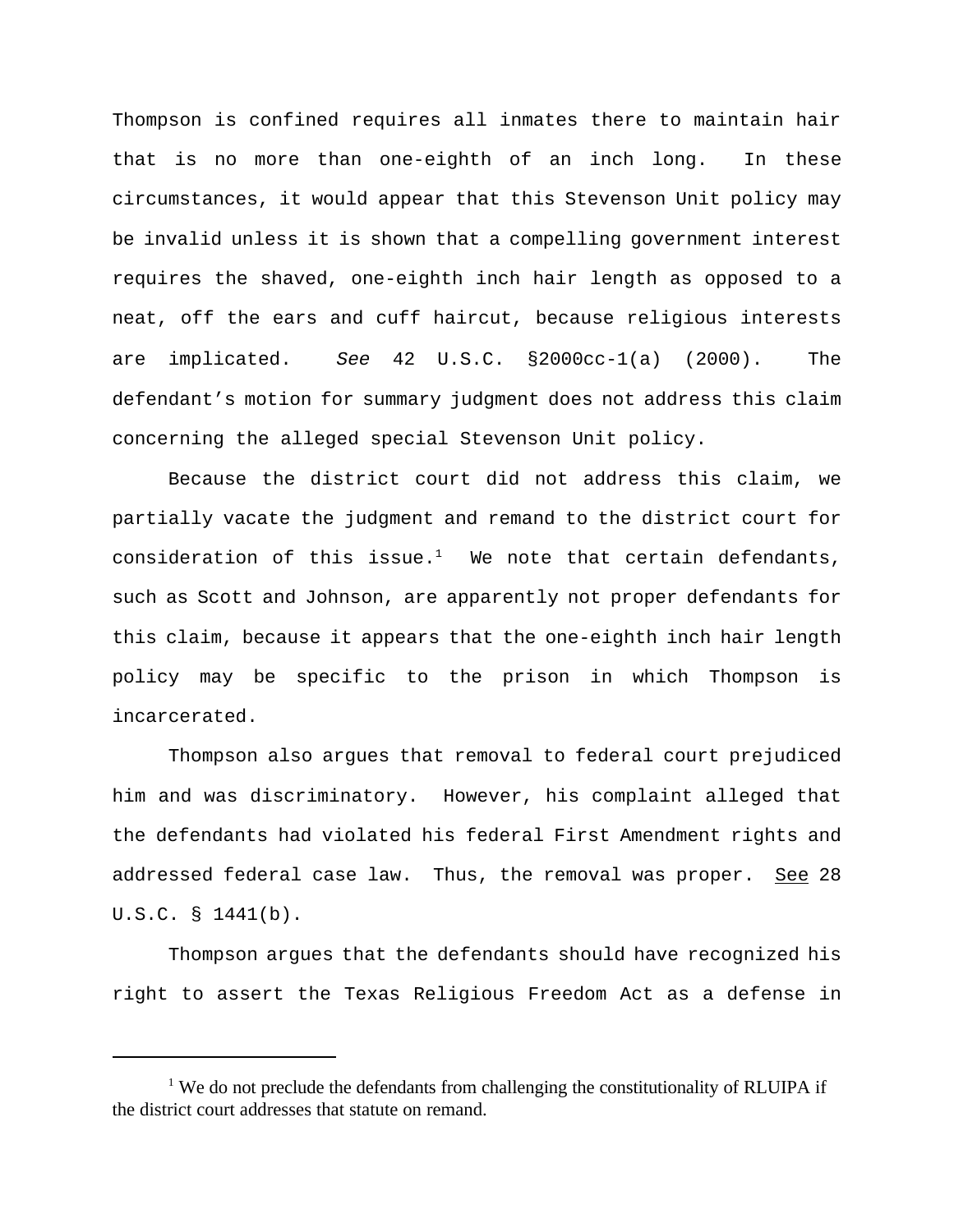Thompson is confined requires all inmates there to maintain hair that is no more than one-eighth of an inch long. In these circumstances, it would appear that this Stevenson Unit policy may be invalid unless it is shown that a compelling government interest requires the shaved, one-eighth inch hair length as opposed to a neat, off the ears and cuff haircut, because religious interests are implicated. *See* 42 U.S.C. §2000cc-1(a) (2000). The defendant's motion for summary judgment does not address this claim concerning the alleged special Stevenson Unit policy.

Because the district court did not address this claim, we partially vacate the judgment and remand to the district court for consideration of this issue.[1] We note that certain defendants, such as Scott and Johnson, are apparently not proper defendants for this claim, because it appears that the one-eighth inch hair length policy may be specific to the prison in which Thompson is incarcerated.

Thompson also argues that removal to federal court prejudiced him and was discriminatory. However, his complaint alleged that the defendants had violated his federal First Amendment rights and addressed federal case law. Thus, the removal was proper. See 28 U.S.C. § 1441(b).

Thompson argues that the defendants should have recognized his right to assert the Texas Religious Freedom Act as a defense in

---

[1] We do not preclude the defendants from challenging the constitutionality of RLUIPA if the district court addresses that statute on remand.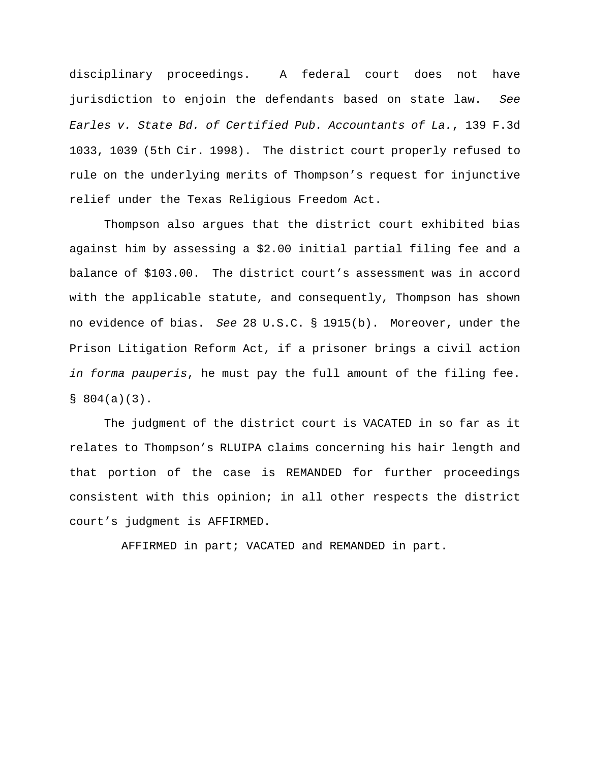disciplinary proceedings. A federal court does not have jurisdiction to enjoin the defendants based on state law. *See Earles v. State Bd. of Certified Pub. Accountants of La.*, 139 F.3d 1033, 1039 (5th Cir. 1998). The district court properly refused to rule on the underlying merits of Thompson's request for injunctive relief under the Texas Religious Freedom Act.

Thompson also argues that the district court exhibited bias against him by assessing a $2.00 initial partial filing fee and a balance of $103.00. The district court's assessment was in accord with the applicable statute, and consequently, Thompson has shown no evidence of bias. *See* 28 U.S.C. § 1915(b). Moreover, under the Prison Litigation Reform Act, if a prisoner brings a civil action *in forma pauperis*, he must pay the full amount of the filing fee. § 804(a)(3).

The judgment of the district court is VACATED in so far as it relates to Thompson's RLUIPA claims concerning his hair length and that portion of the case is REMANDED for further proceedings consistent with this opinion; in all other respects the district court's judgment is AFFIRMED.

AFFIRMED in part; VACATED and REMANDED in part.